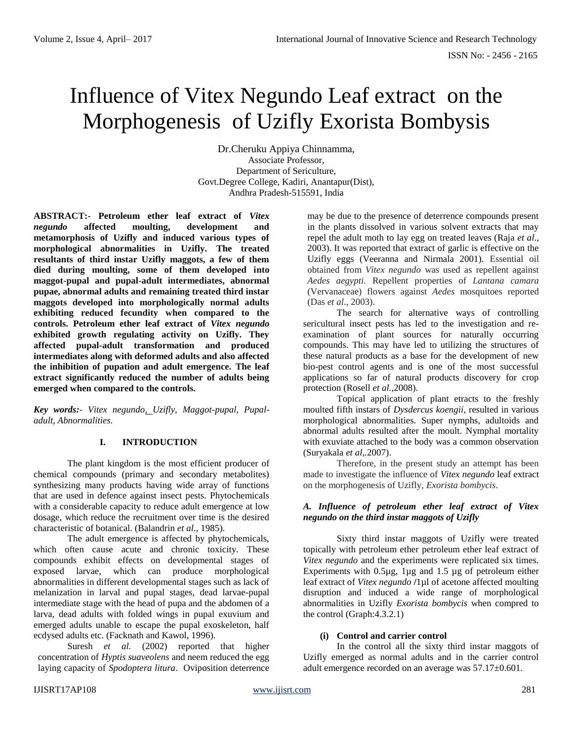# Influence of Vitex Negundo Leaf extract on the Morphogenesis of Uzifly Exorista Bombysis

Dr.Cheruku Appiya Chinnamma,
Associate Professor,
Department of Sericulture,
Govt.Degree College, Kadiri, Anantapur(Dist),
Andhra Pradesh-515591, India

**ABSTRACT:- Petroleum ether leaf extract of *Vitex negundo* affected moulting, development and metamorphosis of Uzifly and induced various types of morphological abnormalities in Uzifly. The treated resultants of third instar Uzifly maggots, a few of them died during moulting, some of them developed into maggot-pupal and pupal-adult intermediates, abnormal pupae, abnormal adults and remaining treated third instar maggots developed into morphologically normal adults exhibiting reduced fecundity when compared to the controls. Petroleum ether leaf extract of *Vitex negundo* exhibited growth regulating activity on Uzifly. They affected pupal-adult transformation and produced intermediates along with deformed adults and also affected the inhibition of pupation and adult emergence. The leaf extract significantly reduced the number of adults being emerged when compared to the controls.**

***Key words:-*** *Vitex negundo, Uzifly, Maggot-pupal, Pupal-adult, Abnormalities.*

## I. INTRODUCTION

The plant kingdom is the most efficient producer of chemical compounds (primary and secondary metabolites) synthesizing many products having wide array of functions that are used in defence against insect pests. Phytochemicals with a considerable capacity to reduce adult emergence at low dosage, which reduce the recruitment over time is the desired characteristic of botanical. (Balandrin *et al*., 1985).

The adult emergence is affected by phytochemicals, which often cause acute and chronic toxicity. These compounds exhibit effects on developmental stages of exposed larvae, which can produce morphological abnormalities in different developmental stages such as lack of melanization in larval and pupal stages, dead larvae-pupal intermediate stage with the head of pupa and the abdomen of a larva, dead adults with folded wings in pupal exuvium and emerged adults unable to escape the pupal exoskeleton, half ecdysed adults etc. (Facknath and Kawol, 1996).

Suresh *et al.* (2002) reported that higher concentration of *Hyptis suaveolens* and neem reduced the egg laying capacity of *Spodoptera litura*. Oviposition deterrence may be due to the presence of deterrence compounds present in the plants dissolved in various solvent extracts that may repel the adult moth to lay egg on treated leaves (Raja *et al*., 2003). It was reported that extract of garlic is effective on the Uzifly eggs (Veeranna and Nirmala 2001). Essential oil obtained from *Vitex negundo* was used as repellent against *Aedes aegypti.* Repellent properties of *Lantana camara* (Vervanaceae) flowers against *Aedes* mosquitoes reported (Das *et al*., 2003).

The search for alternative ways of controlling sericultural insect pests has led to the investigation and re-examination of plant sources for naturally occurring compounds. This may have led to utilizing the structures of these natural products as a base for the development of new bio-pest control agents and is one of the most successful applications so far of natural products discovery for crop protection (Rosell *et al.*,2008).

Topical application of plant etracts to the freshly moulted fifth instars of *Dysdercus koengii*, resulted in various morphological abnormalities. Super nymphs, adultoids and abnormal adults resulted after the moult. Nymphal mortality with exuviate attached to the body was a common observation (Suryakala *et al*,.2007).

Therefore, in the present study an attempt has been made to investigate the influence of *Vitex negundo* leaf extract on the morphogenesis of Uzifly, *Exorista bombycis*.

### *A. Influence of petroleum ether leaf extract of Vitex negundo on the third instar maggots of Uzifly*

Sixty third instar maggots of Uzifly were treated topically with petroleum ether petroleum ether leaf extract of *Vitex negundo* and the experiments were replicated six times. Experiments with 0.5µg, 1µg and 1.5 µg of petroleum either leaf extract of *Vitex negundo* /1µl of acetone affected moulting disruption and induced a wide range of morphological abnormalities in Uzifly *Exorista bombycis* when compred to the control (Graph:4.3.2.1)

#### (i) Control and carrier control

In the control all the sixty third instar maggots of Uzifly emerged as normal adults and in the carrier control adult emergence recorded on an average was 57.17±0.601.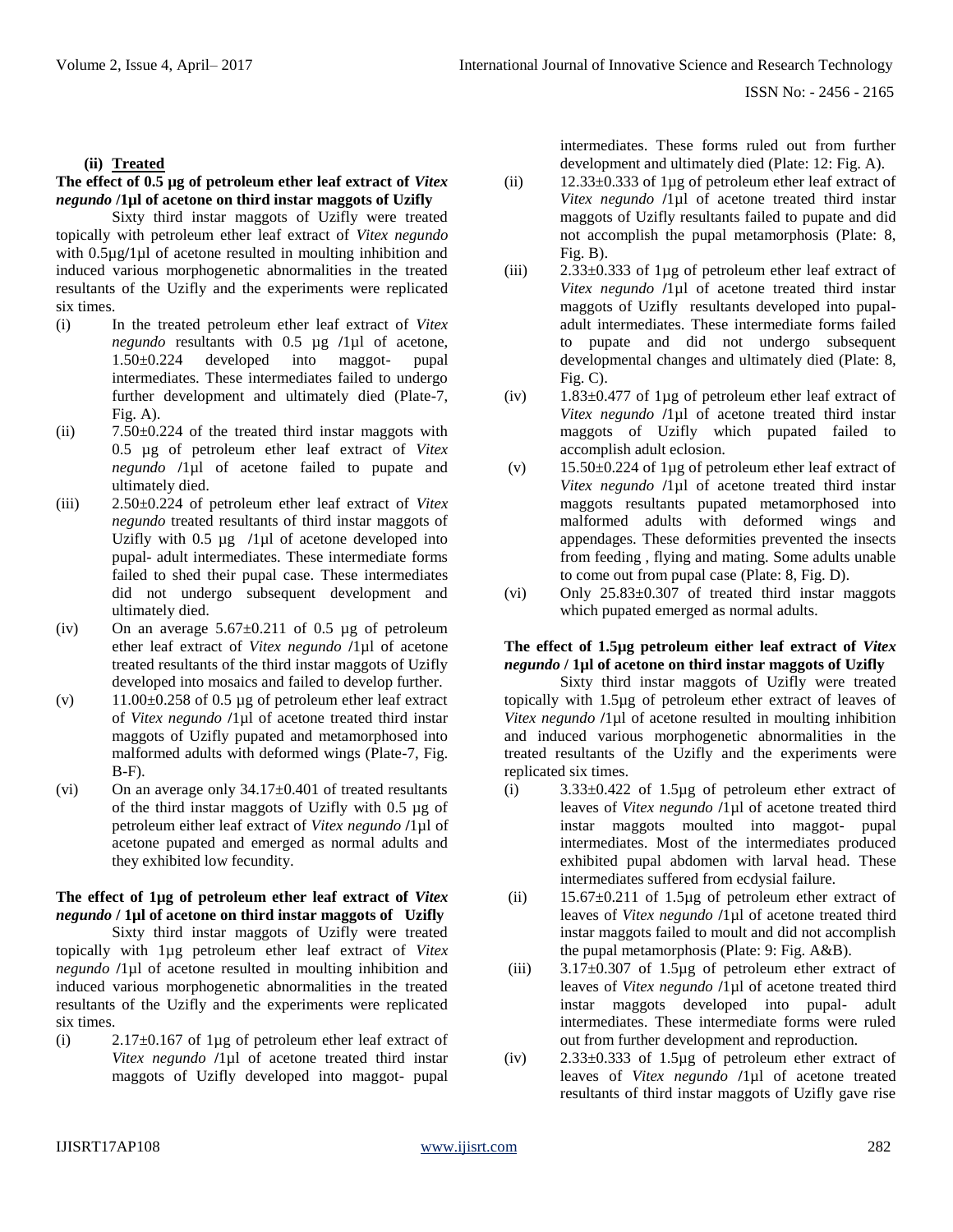#### (ii) Treated

**The effect of 0.5 µg of petroleum ether leaf extract of *Vitex negundo* /1µl of acetone on third instar maggots of Uzifly**

Sixty third instar maggots of Uzifly were treated topically with petroleum ether leaf extract of *Vitex negundo* with 0.5µg/1µl of acetone resulted in moulting inhibition and induced various morphogenetic abnormalities in the treated resultants of the Uzifly and the experiments were replicated six times.

(i) In the treated petroleum ether leaf extract of *Vitex negundo* resultants with 0.5 µg /1µl of acetone, 1.50±0.224 developed into maggot- pupal intermediates. These intermediates failed to undergo further development and ultimately died (Plate-7, Fig. A).

(ii) 7.50±0.224 of the treated third instar maggots with 0.5 µg of petroleum ether leaf extract of *Vitex negundo* /1µl of acetone failed to pupate and ultimately died.

(iii) 2.50±0.224 of petroleum ether leaf extract of *Vitex negundo* treated resultants of third instar maggots of Uzifly with 0.5 µg /1µl of acetone developed into pupal- adult intermediates. These intermediate forms failed to shed their pupal case. These intermediates did not undergo subsequent development and ultimately died.

(iv) On an average 5.67±0.211 of 0.5 µg of petroleum ether leaf extract of *Vitex negundo* /1µl of acetone treated resultants of the third instar maggots of Uzifly developed into mosaics and failed to develop further.

(v) 11.00±0.258 of 0.5 µg of petroleum ether leaf extract of *Vitex negundo* /1µl of acetone treated third instar maggots of Uzifly pupated and metamorphosed into malformed adults with deformed wings (Plate-7, Fig. B-F).

(vi) On an average only 34.17±0.401 of treated resultants of the third instar maggots of Uzifly with 0.5 µg of petroleum either leaf extract of *Vitex negundo* /1µl of acetone pupated and emerged as normal adults and they exhibited low fecundity.

**The effect of 1µg of petroleum ether leaf extract of *Vitex negundo* / 1µl of acetone on third instar maggots of Uzifly**

Sixty third instar maggots of Uzifly were treated topically with 1µg petroleum ether leaf extract of *Vitex negundo* /1µl of acetone resulted in moulting inhibition and induced various morphogenetic abnormalities in the treated resultants of the Uzifly and the experiments were replicated six times.

(i) 2.17±0.167 of 1µg of petroleum ether leaf extract of *Vitex negundo* /1µl of acetone treated third instar maggots of Uzifly developed into maggot- pupal intermediates. These forms ruled out from further development and ultimately died (Plate: 12: Fig. A).

(ii) 12.33±0.333 of 1µg of petroleum ether leaf extract of *Vitex negundo* /1µl of acetone treated third instar maggots of Uzifly resultants failed to pupate and did not accomplish the pupal metamorphosis (Plate: 8, Fig. B).

(iii) 2.33±0.333 of 1µg of petroleum ether leaf extract of *Vitex negundo* /1µl of acetone treated third instar maggots of Uzifly resultants developed into pupal-adult intermediates. These intermediate forms failed to pupate and did not undergo subsequent developmental changes and ultimately died (Plate: 8, Fig. C).

(iv) 1.83±0.477 of 1µg of petroleum ether leaf extract of *Vitex negundo* /1µl of acetone treated third instar maggots of Uzifly which pupated failed to accomplish adult eclosion.

(v) 15.50±0.224 of 1µg of petroleum ether leaf extract of *Vitex negundo* /1µl of acetone treated third instar maggots resultants pupated metamorphosed into malformed adults with deformed wings and appendages. These deformities prevented the insects from feeding , flying and mating. Some adults unable to come out from pupal case (Plate: 8, Fig. D).

(vi) Only 25.83±0.307 of treated third instar maggots which pupated emerged as normal adults.

**The effect of 1.5µg petroleum either leaf extract of *Vitex negundo* / 1µl of acetone on third instar maggots of Uzifly**

Sixty third instar maggots of Uzifly were treated topically with 1.5µg of petroleum ether extract of leaves of *Vitex negundo* /1µl of acetone resulted in moulting inhibition and induced various morphogenetic abnormalities in the treated resultants of the Uzifly and the experiments were replicated six times.

(i) 3.33±0.422 of 1.5µg of petroleum ether extract of leaves of *Vitex negundo* /1µl of acetone treated third instar maggots moulted into maggot- pupal intermediates. Most of the intermediates produced exhibited pupal abdomen with larval head. These intermediates suffered from ecdysial failure.

(ii) 15.67±0.211 of 1.5µg of petroleum ether extract of leaves of *Vitex negundo* /1µl of acetone treated third instar maggots failed to moult and did not accomplish the pupal metamorphosis (Plate: 9: Fig. A&B).

(iii) 3.17±0.307 of 1.5µg of petroleum ether extract of leaves of *Vitex negundo* /1µl of acetone treated third instar maggots developed into pupal- adult intermediates. These intermediate forms were ruled out from further development and reproduction.

(iv) 2.33±0.333 of 1.5µg of petroleum ether extract of leaves of *Vitex negundo* /1µl of acetone treated resultants of third instar maggots of Uzifly gave rise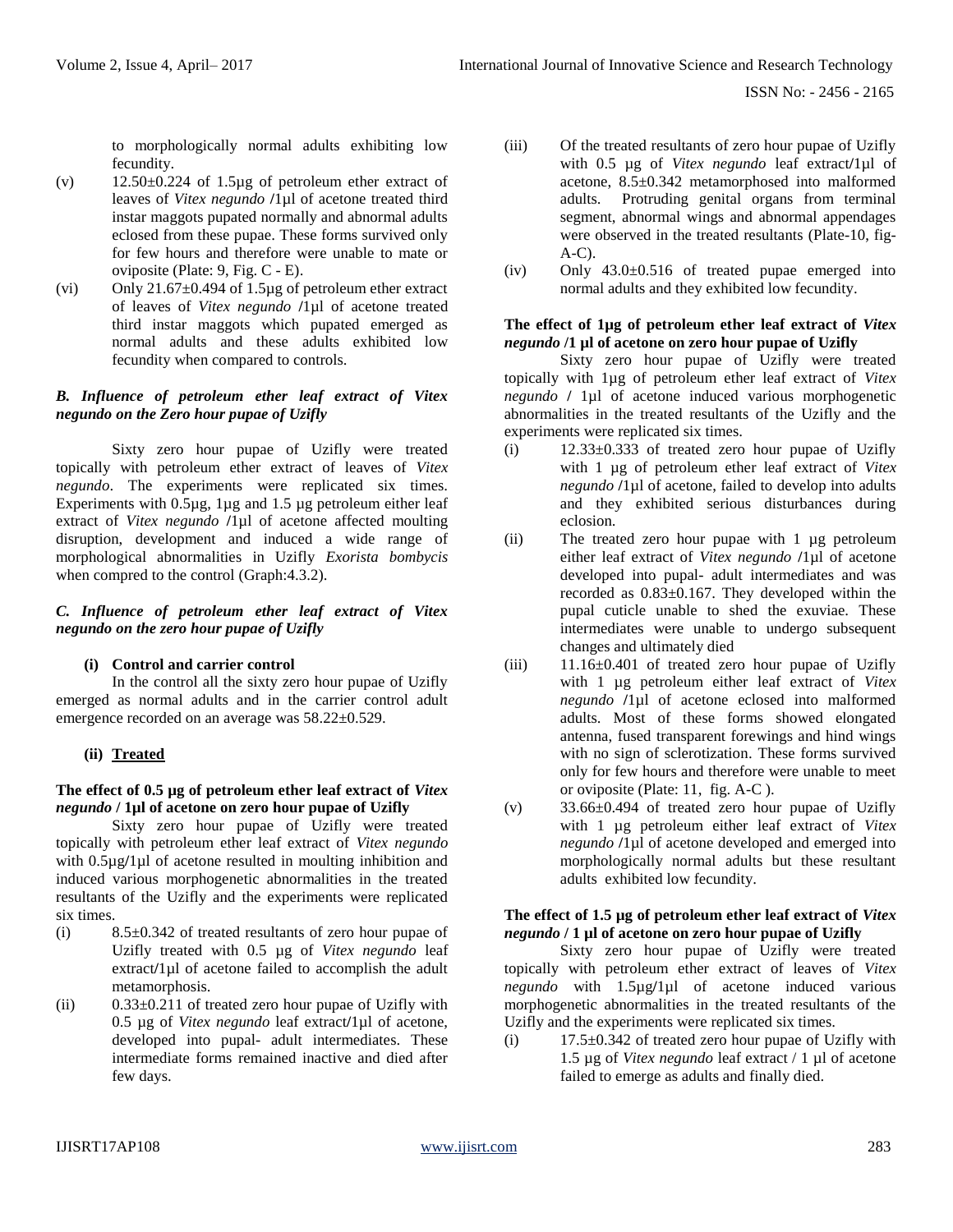to morphologically normal adults exhibiting low fecundity.

(v) 12.50±0.224 of 1.5µg of petroleum ether extract of leaves of *Vitex negundo* /1µl of acetone treated third instar maggots pupated normally and abnormal adults eclosed from these pupae. These forms survived only for few hours and therefore were unable to mate or oviposite (Plate: 9, Fig. C - E).

(vi) Only 21.67±0.494 of 1.5µg of petroleum ether extract of leaves of *Vitex negundo* /1µl of acetone treated third instar maggots which pupated emerged as normal adults and these adults exhibited low fecundity when compared to controls.

### *B. Influence of petroleum ether leaf extract of Vitex negundo on the Zero hour pupae of Uzifly*

Sixty zero hour pupae of Uzifly were treated topically with petroleum ether extract of leaves of *Vitex negundo*. The experiments were replicated six times. Experiments with 0.5µg, 1µg and 1.5 µg petroleum either leaf extract of *Vitex negundo* /1µl of acetone affected moulting disruption, development and induced a wide range of morphological abnormalities in Uzifly *Exorista bombycis* when compred to the control (Graph:4.3.2).

### *C. Influence of petroleum ether leaf extract of Vitex negundo on the zero hour pupae of Uzifly*

**(i) Control and carrier control**

In the control all the sixty zero hour pupae of Uzifly emerged as normal adults and in the carrier control adult emergence recorded on an average was 58.22±0.529.

**(ii) <u>Treated</u>**

**The effect of 0.5 µg of petroleum ether leaf extract of *Vitex negundo* / 1µl of acetone on zero hour pupae of Uzifly**

Sixty zero hour pupae of Uzifly were treated topically with petroleum ether leaf extract of *Vitex negundo* with 0.5µg/1µl of acetone resulted in moulting inhibition and induced various morphogenetic abnormalities in the treated resultants of the Uzifly and the experiments were replicated six times.

(i) 8.5±0.342 of treated resultants of zero hour pupae of Uzifly treated with 0.5 µg of *Vitex negundo* leaf extract/1µl of acetone failed to accomplish the adult metamorphosis.

(ii) 0.33±0.211 of treated zero hour pupae of Uzifly with 0.5 µg of *Vitex negundo* leaf extract/1µl of acetone, developed into pupal- adult intermediates. These intermediate forms remained inactive and died after few days.

(iii) Of the treated resultants of zero hour pupae of Uzifly with 0.5 µg of *Vitex negundo* leaf extract/1µl of acetone, 8.5±0.342 metamorphosed into malformed adults. Protruding genital organs from terminal segment, abnormal wings and abnormal appendages were observed in the treated resultants (Plate-10, fig-A-C).

(iv) Only 43.0±0.516 of treated pupae emerged into normal adults and they exhibited low fecundity.

**The effect of 1µg of petroleum ether leaf extract of *Vitex negundo* /1 µl of acetone on zero hour pupae of Uzifly**

Sixty zero hour pupae of Uzifly were treated topically with 1µg of petroleum ether leaf extract of *Vitex negundo* / 1µl of acetone induced various morphogenetic abnormalities in the treated resultants of the Uzifly and the experiments were replicated six times.

(i) 12.33±0.333 of treated zero hour pupae of Uzifly with 1 µg of petroleum ether leaf extract of *Vitex negundo* /1µl of acetone, failed to develop into adults and they exhibited serious disturbances during eclosion.

(ii) The treated zero hour pupae with 1 µg petroleum either leaf extract of *Vitex negundo* /1µl of acetone developed into pupal- adult intermediates and was recorded as 0.83±0.167. They developed within the pupal cuticle unable to shed the exuviae. These intermediates were unable to undergo subsequent changes and ultimately died

(iii) 11.16±0.401 of treated zero hour pupae of Uzifly with 1 µg petroleum either leaf extract of *Vitex negundo* /1µl of acetone eclosed into malformed adults. Most of these forms showed elongated antenna, fused transparent forewings and hind wings with no sign of sclerotization. These forms survived only for few hours and therefore were unable to meet or oviposite (Plate: 11, fig. A-C ).

(v) 33.66±0.494 of treated zero hour pupae of Uzifly with 1 µg petroleum either leaf extract of *Vitex negundo* /1µl of acetone developed and emerged into morphologically normal adults but these resultant adults exhibited low fecundity.

**The effect of 1.5 µg of petroleum ether leaf extract of *Vitex negundo* / 1 µl of acetone on zero hour pupae of Uzifly**

Sixty zero hour pupae of Uzifly were treated topically with petroleum ether extract of leaves of *Vitex negundo* with 1.5µg/1µl of acetone induced various morphogenetic abnormalities in the treated resultants of the Uzifly and the experiments were replicated six times.

(i) 17.5±0.342 of treated zero hour pupae of Uzifly with 1.5 µg of *Vitex negundo* leaf extract / 1 µl of acetone failed to emerge as adults and finally died.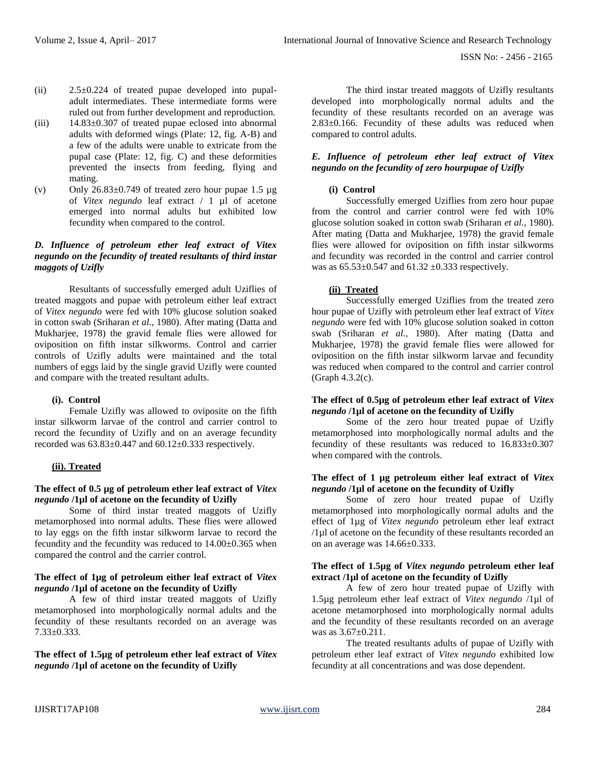(ii) 2.5±0.224 of treated pupae developed into pupal-adult intermediates. These intermediate forms were ruled out from further development and reproduction.

(iii) 14.83±0.307 of treated pupae eclosed into abnormal adults with deformed wings (Plate: 12, fig. A-B) and a few of the adults were unable to extricate from the pupal case (Plate: 12, fig. C) and these deformities prevented the insects from feeding, flying and mating.

(v) Only 26.83±0.749 of treated zero hour pupae 1.5 µg of *Vitex negundo* leaf extract / 1 µl of acetone emerged into normal adults but exhibited low fecundity when compared to the control.

### *D. Influence of petroleum ether leaf extract of Vitex negundo on the fecundity of treated resultants of third instar maggots of Uzifly*

Resultants of successfully emerged adult Uziflies of treated maggots and pupae with petroleum either leaf extract of *Vitex negundo* were fed with 10% glucose solution soaked in cotton swab (Sriharan *et al.,* 1980). After mating (Datta and Mukharjee, 1978) the gravid female flies were allowed for oviposition on fifth instar silkworms. Control and carrier controls of Uzifly adults were maintained and the total numbers of eggs laid by the single gravid Uzifly were counted and compare with the treated resultant adults.

**(i). Control**

Female Uzifly was allowed to oviposite on the fifth instar silkworm larvae of the control and carrier control to record the fecundity of Uzifly and on an average fecundity recorded was 63.83±0.447 and 60.12±0.333 respectively.

**(ii). Treated**

**The effect of 0.5 µg of petroleum ether leaf extract of *Vitex negundo* /1µl of acetone on the fecundity of Uzifly**

Some of third instar treated maggots of Uzifly metamorphosed into normal adults. These flies were allowed to lay eggs on the fifth instar silkworm larvae to record the fecundity and the fecundity was reduced to 14.00±0.365 when compared the control and the carrier control.

**The effect of 1µg of petroleum either leaf extract of *Vitex negundo* /1µl of acetone on the fecundity of Uzifly**

A few of third instar treated maggots of Uzifly metamorphosed into morphologically normal adults and the fecundity of these resultants recorded on an average was 7.33±0.333.

**The effect of 1.5µg of petroleum ether leaf extract of *Vitex negundo* /1µl of acetone on the fecundity of Uzifly**

The third instar treated maggots of Uzifly resultants developed into morphologically normal adults and the fecundity of these resultants recorded on an average was 2.83±0.166. Fecundity of these adults was reduced when compared to control adults.

### *E. Influence of petroleum ether leaf extract of Vitex negundo on the fecundity of zero hourpupae of Uzifly*

**(i) Control**

Successfully emerged Uziflies from zero hour pupae from the control and carrier control were fed with 10% glucose solution soaked in cotton swab (Sriharan *et al.,* 1980). After mating (Datta and Mukharjee, 1978) the gravid female flies were allowed for oviposition on fifth instar silkworms and fecundity was recorded in the control and carrier control was as 65.53±0.547 and 61.32 ±0.333 respectively.

**(ii) Treated**

Successfully emerged Uziflies from the treated zero hour pupae of Uzifly with petroleum ether leaf extract of *Vitex negundo* were fed with 10% glucose solution soaked in cotton swab (Sriharan *et al.,* 1980). After mating (Datta and Mukharjee, 1978) the gravid female flies were allowed for oviposition on the fifth instar silkworm larvae and fecundity was reduced when compared to the control and carrier control (Graph 4.3.2(c).

**The effect of 0.5µg of petroleum ether leaf extract of *Vitex negundo* /1µl of acetone on the fecundity of Uzifly**

Some of the zero hour treated pupae of Uzifly metamorphosed into morphologically normal adults and the fecundity of these resultants was reduced to 16.833±0.307 when compared with the controls.

**The effect of 1 µg petroleum either leaf extract of *Vitex negundo* /1µl of acetone on the fecundity of Uzifly**

Some of zero hour treated pupae of Uzifly metamorphosed into morphologically normal adults and the effect of 1µg of *Vitex negundo* petroleum ether leaf extract /1µl of acetone on the fecundity of these resultants recorded an on an average was 14.66±0.333.

**The effect of 1.5µg of *Vitex negundo* petroleum ether leaf extract /1µl of acetone on the fecundity of Uzifly**

A few of zero hour treated pupae of Uzifly with 1.5µg petroleum ether leaf extract of *Vitex negundo* /1µl of acetone metamorphosed into morphologically normal adults and the fecundity of these resultants recorded on an average was as 3.67±0.211.

The treated resultants adults of pupae of Uzifly with petroleum ether leaf extract of *Vitex negundo* exhibited low fecundity at all concentrations and was dose dependent.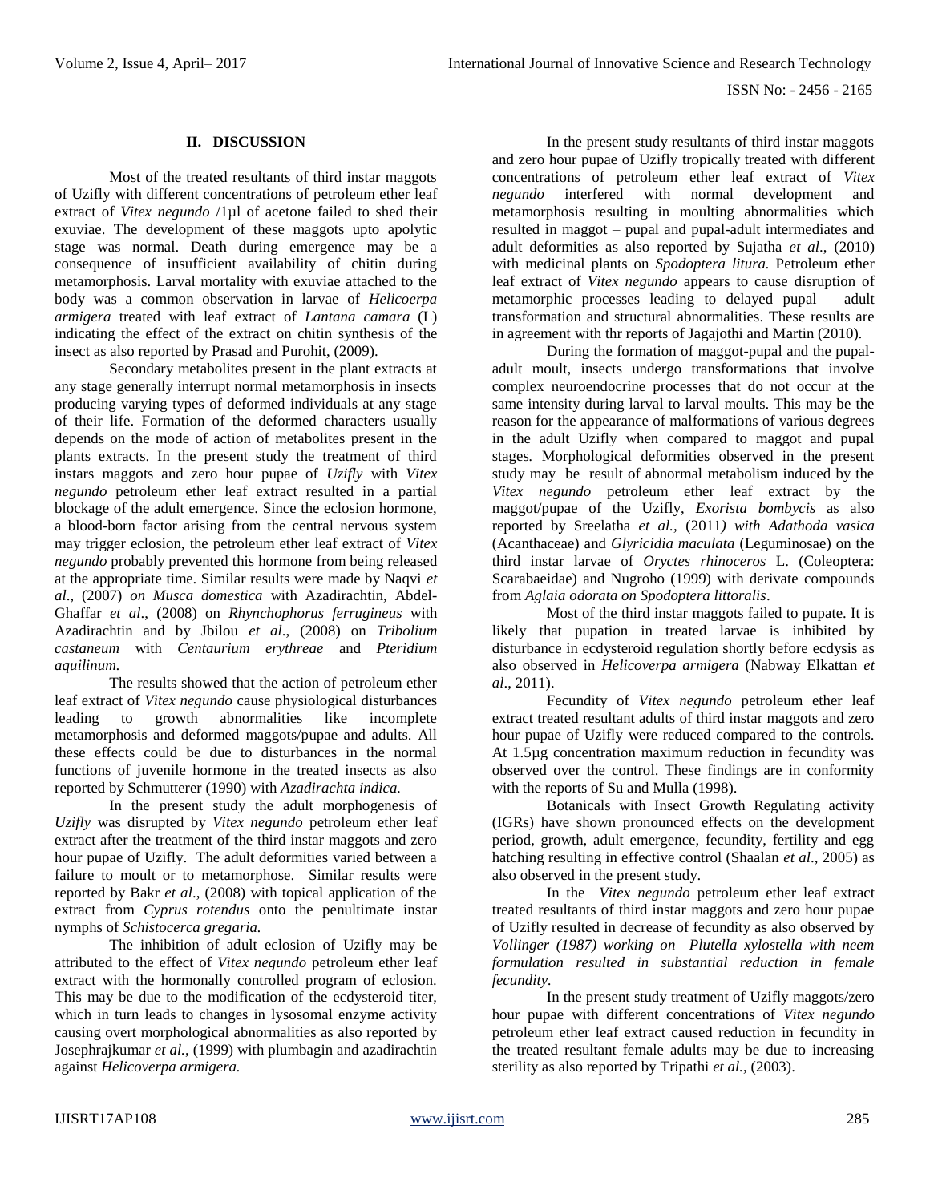## II. DISCUSSION

Most of the treated resultants of third instar maggots of Uzifly with different concentrations of petroleum ether leaf extract of *Vitex negundo* /1µl of acetone failed to shed their exuviae. The development of these maggots upto apolytic stage was normal. Death during emergence may be a consequence of insufficient availability of chitin during metamorphosis. Larval mortality with exuviae attached to the body was a common observation in larvae of *Helicoerpa armigera* treated with leaf extract of *Lantana camara* (L) indicating the effect of the extract on chitin synthesis of the insect as also reported by Prasad and Purohit, (2009).

Secondary metabolites present in the plant extracts at any stage generally interrupt normal metamorphosis in insects producing varying types of deformed individuals at any stage of their life. Formation of the deformed characters usually depends on the mode of action of metabolites present in the plants extracts. In the present study the treatment of third instars maggots and zero hour pupae of *Uzifly* with *Vitex negundo* petroleum ether leaf extract resulted in a partial blockage of the adult emergence. Since the eclosion hormone, a blood-born factor arising from the central nervous system may trigger eclosion, the petroleum ether leaf extract of *Vitex negundo* probably prevented this hormone from being released at the appropriate time. Similar results were made by Naqvi *et al*., (2007) *on Musca domestica* with Azadirachtin, Abdel-Ghaffar *et al*., (2008) on *Rhynchophorus ferrugineus* with Azadirachtin and by Jbilou *et al*., (2008) on *Tribolium castaneum* with *Centaurium erythreae* and *Pteridium aquilinum.*

The results showed that the action of petroleum ether leaf extract of *Vitex negundo* cause physiological disturbances leading to growth abnormalities like incomplete metamorphosis and deformed maggots/pupae and adults. All these effects could be due to disturbances in the normal functions of juvenile hormone in the treated insects as also reported by Schmutterer (1990) with *Azadirachta indica.*

In the present study the adult morphogenesis of *Uzifly* was disrupted by *Vitex negundo* petroleum ether leaf extract after the treatment of the third instar maggots and zero hour pupae of Uzifly. The adult deformities varied between a failure to moult or to metamorphose. Similar results were reported by Bakr *et al*., (2008) with topical application of the extract from *Cyprus rotendus* onto the penultimate instar nymphs of *Schistocerca gregaria.*

The inhibition of adult eclosion of Uzifly may be attributed to the effect of *Vitex negundo* petroleum ether leaf extract with the hormonally controlled program of eclosion. This may be due to the modification of the ecdysteroid titer, which in turn leads to changes in lysosomal enzyme activity causing overt morphological abnormalities as also reported by Josephrajkumar *et al.,* (1999) with plumbagin and azadirachtin against *Helicoverpa armigera.*

In the present study resultants of third instar maggots and zero hour pupae of Uzifly tropically treated with different concentrations of petroleum ether leaf extract of *Vitex negundo* interfered with normal development and metamorphosis resulting in moulting abnormalities which resulted in maggot – pupal and pupal-adult intermediates and adult deformities as also reported by Sujatha *et al*., (2010) with medicinal plants on *Spodoptera litura.* Petroleum ether leaf extract of *Vitex negundo* appears to cause disruption of metamorphic processes leading to delayed pupal – adult transformation and structural abnormalities. These results are in agreement with thr reports of Jagajothi and Martin (2010).

During the formation of maggot-pupal and the pupal-adult moult, insects undergo transformations that involve complex neuroendocrine processes that do not occur at the same intensity during larval to larval moults. This may be the reason for the appearance of malformations of various degrees in the adult Uzifly when compared to maggot and pupal stages. Morphological deformities observed in the present study may be result of abnormal metabolism induced by the *Vitex negundo* petroleum ether leaf extract by the maggot/pupae of the Uzifly, *Exorista bombycis* as also reported by Sreelatha *et al.,* (2011*) with Adathoda vasica* (Acanthaceae) and *Glyricidia maculata* (Leguminosae) on the third instar larvae of *Oryctes rhinoceros* L. (Coleoptera: Scarabaeidae) and Nugroho (1999) with derivate compounds from *Aglaia odorata on Spodoptera littoralis*.

Most of the third instar maggots failed to pupate. It is likely that pupation in treated larvae is inhibited by disturbance in ecdysteroid regulation shortly before ecdysis as also observed in *Helicoverpa armigera* (Nabway Elkattan *et al*., 2011).

Fecundity of *Vitex negundo* petroleum ether leaf extract treated resultant adults of third instar maggots and zero hour pupae of Uzifly were reduced compared to the controls. At 1.5µg concentration maximum reduction in fecundity was observed over the control. These findings are in conformity with the reports of Su and Mulla (1998).

Botanicals with Insect Growth Regulating activity (IGRs) have shown pronounced effects on the development period, growth, adult emergence, fecundity, fertility and egg hatching resulting in effective control (Shaalan *et al*., 2005) as also observed in the present study.

In the *Vitex negundo* petroleum ether leaf extract treated resultants of third instar maggots and zero hour pupae of Uzifly resulted in decrease of fecundity as also observed by *Vollinger (1987) working on Plutella xylostella with neem formulation resulted in substantial reduction in female fecundity*.

In the present study treatment of Uzifly maggots/zero hour pupae with different concentrations of *Vitex negundo* petroleum ether leaf extract caused reduction in fecundity in the treated resultant female adults may be due to increasing sterility as also reported by Tripathi *et al.*, (2003).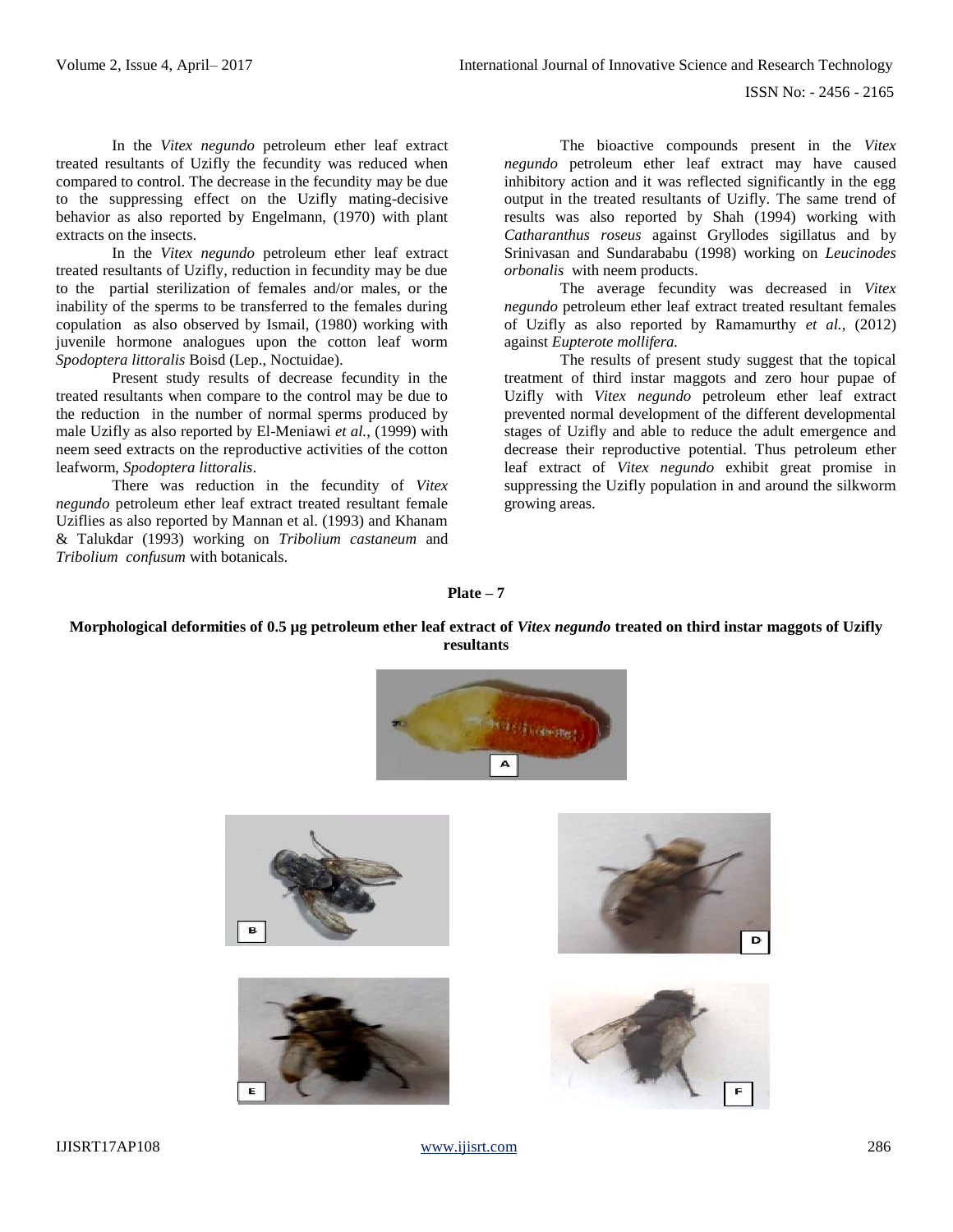In the *Vitex negundo* petroleum ether leaf extract treated resultants of Uzifly the fecundity was reduced when compared to control. The decrease in the fecundity may be due to the suppressing effect on the Uzifly mating-decisive behavior as also reported by Engelmann, (1970) with plant extracts on the insects.

In the *Vitex negundo* petroleum ether leaf extract treated resultants of Uzifly, reduction in fecundity may be due to the partial sterilization of females and/or males, or the inability of the sperms to be transferred to the females during copulation as also observed by Ismail, (1980) working with juvenile hormone analogues upon the cotton leaf worm *Spodoptera littoralis* Boisd (Lep., Noctuidae).

Present study results of decrease fecundity in the treated resultants when compare to the control may be due to the reduction in the number of normal sperms produced by male Uzifly as also reported by El-Meniawi *et al.,* (1999) with neem seed extracts on the reproductive activities of the cotton leafworm, *Spodoptera littoralis*.

There was reduction in the fecundity of *Vitex negundo* petroleum ether leaf extract treated resultant female Uziflies as also reported by Mannan et al. (1993) and Khanam & Talukdar (1993) working on *Tribolium castaneum* and *Tribolium confusum* with botanicals.

The bioactive compounds present in the *Vitex negundo* petroleum ether leaf extract may have caused inhibitory action and it was reflected significantly in the egg output in the treated resultants of Uzifly. The same trend of results was also reported by Shah (1994) working with *Catharanthus roseus* against Gryllodes sigillatus and by Srinivasan and Sundarababu (1998) working on *Leucinodes orbonalis* with neem products.

The average fecundity was decreased in *Vitex negundo* petroleum ether leaf extract treated resultant females of Uzifly as also reported by Ramamurthy *et al.,* (2012) against *Eupterote mollifera.*

The results of present study suggest that the topical treatment of third instar maggots and zero hour pupae of Uzifly with *Vitex negundo* petroleum ether leaf extract prevented normal development of the different developmental stages of Uzifly and able to reduce the adult emergence and decrease their reproductive potential. Thus petroleum ether leaf extract of *Vitex negundo* exhibit great promise in suppressing the Uzifly population in and around the silkworm growing areas.

**Plate – 7**

**Morphological deformities of 0.5 µg petroleum ether leaf extract of *Vitex negundo* treated on third instar maggots of Uzifly resultants**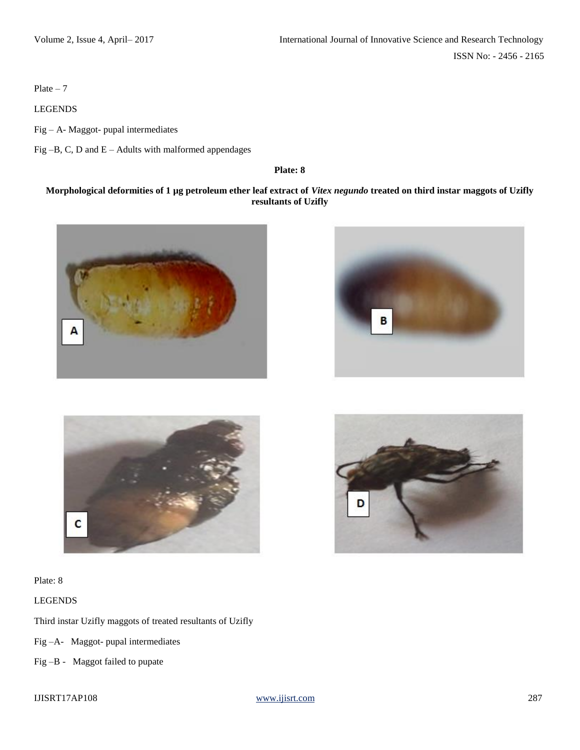Plate – 7

LEGENDS

Fig – A- Maggot- pupal intermediates

Fig –B, C, D and E – Adults with malformed appendages

**Plate: 8**

**Morphological deformities of 1 µg petroleum ether leaf extract of *Vitex negundo* treated on third instar maggots of Uzifly resultants of Uzifly**

Plate: 8

LEGENDS

Third instar Uzifly maggots of treated resultants of Uzifly

Fig –A- Maggot- pupal intermediates

Fig –B - Maggot failed to pupate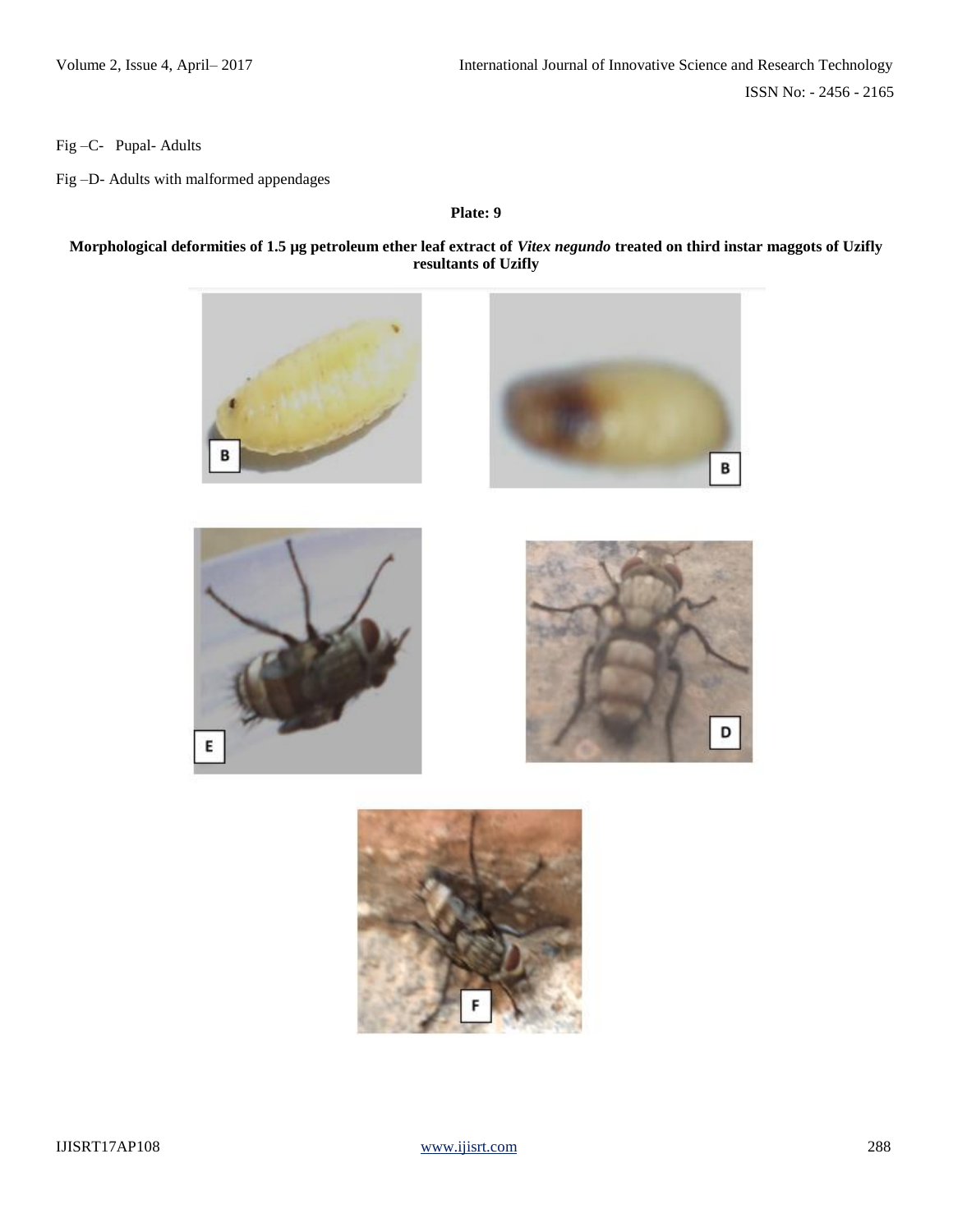Fig –C- Pupal- Adults

Fig –D- Adults with malformed appendages

**Plate: 9**

**Morphological deformities of 1.5 µg petroleum ether leaf extract of *Vitex negundo* treated on third instar maggots of Uzifly resultants of Uzifly**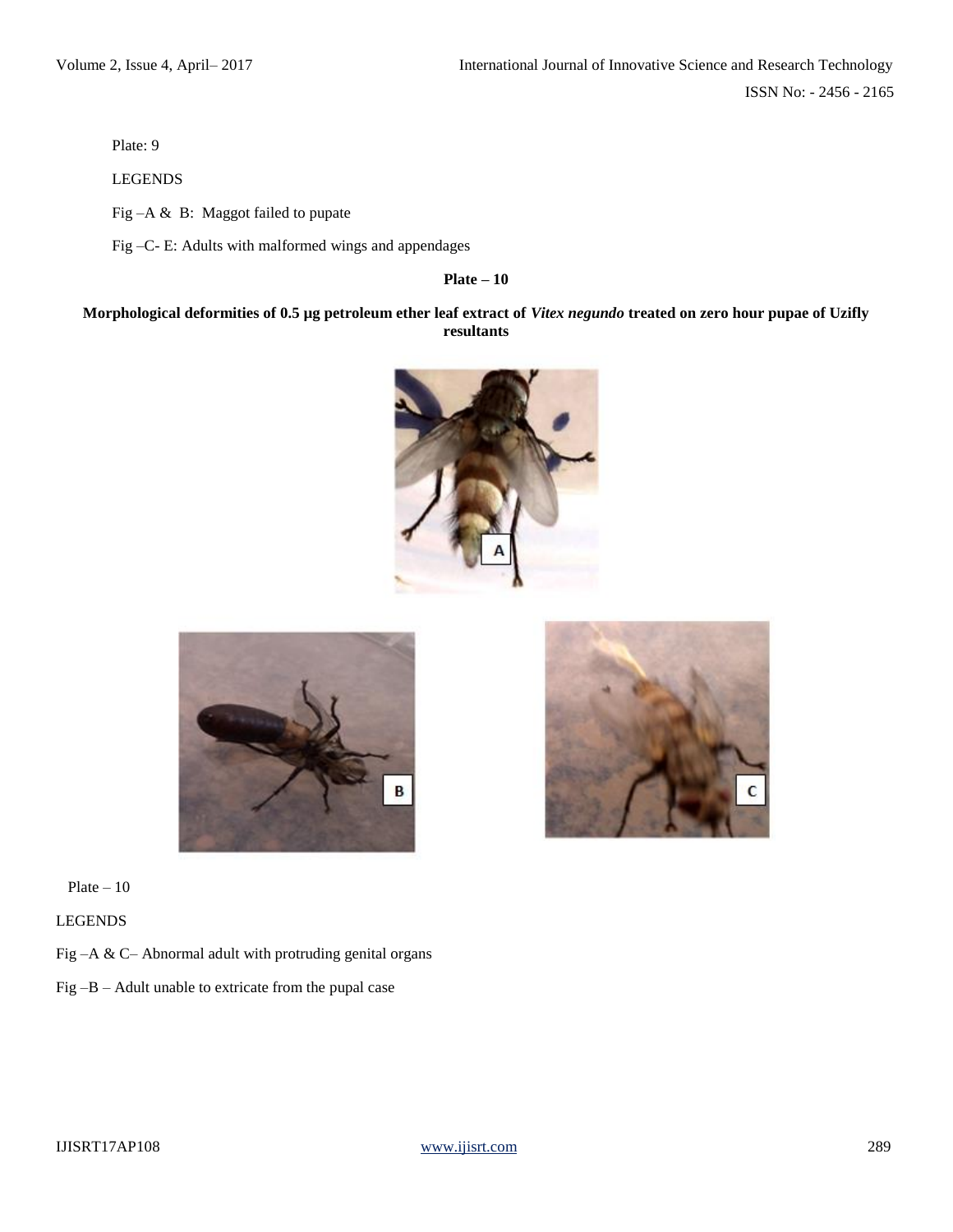Plate: 9

LEGENDS

Fig –A & B: Maggot failed to pupate

Fig –C- E: Adults with malformed wings and appendages

**Plate – 10**

**Morphological deformities of 0.5 µg petroleum ether leaf extract of *Vitex negundo* treated on zero hour pupae of Uzifly resultants**

Plate – 10

LEGENDS

Fig –A & C– Abnormal adult with protruding genital organs

Fig –B – Adult unable to extricate from the pupal case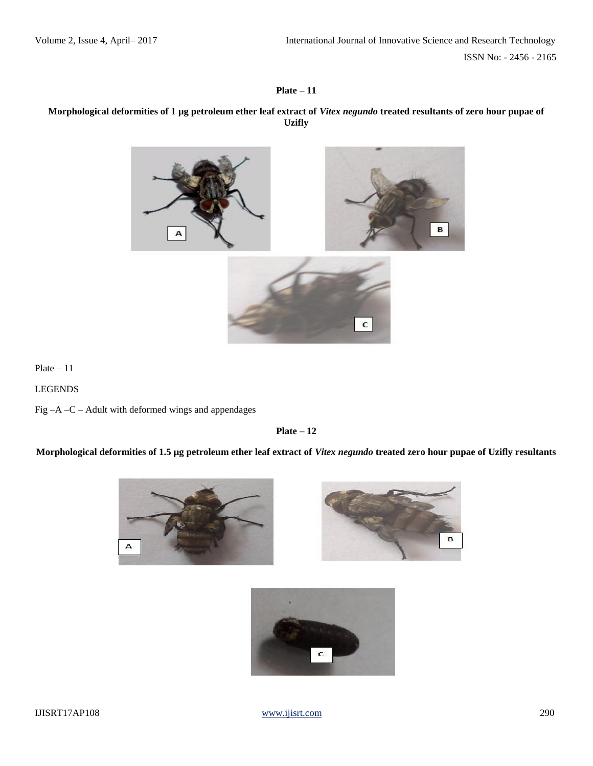**Plate – 11**

**Morphological deformities of 1 µg petroleum ether leaf extract of *Vitex negundo* treated resultants of zero hour pupae of Uzifly**

Plate – 11

LEGENDS

Fig –A –C – Adult with deformed wings and appendages

**Plate – 12**

**Morphological deformities of 1.5 µg petroleum ether leaf extract of *Vitex negundo* treated zero hour pupae of Uzifly resultants**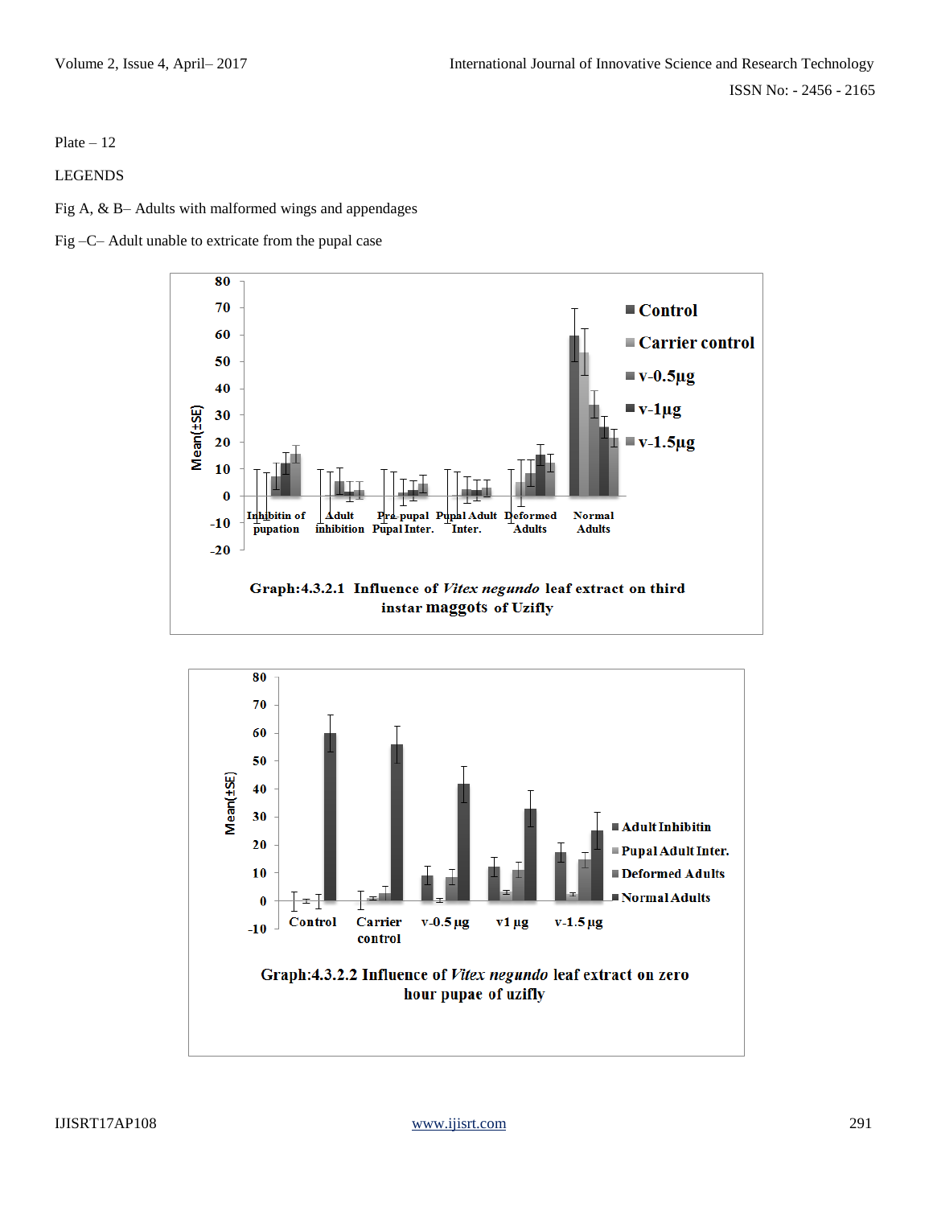Plate – 12

LEGENDS

Fig A, & B– Adults with malformed wings and appendages

Fig –C– Adult unable to extricate from the pupal case

Graph:4.3.2.1 Influence of *Vitex negundo* leaf extract on third instar maggots of Uzifly

Graph:4.3.2.2 Influence of *Vitex negundo* leaf extract on zero hour pupae of uzifly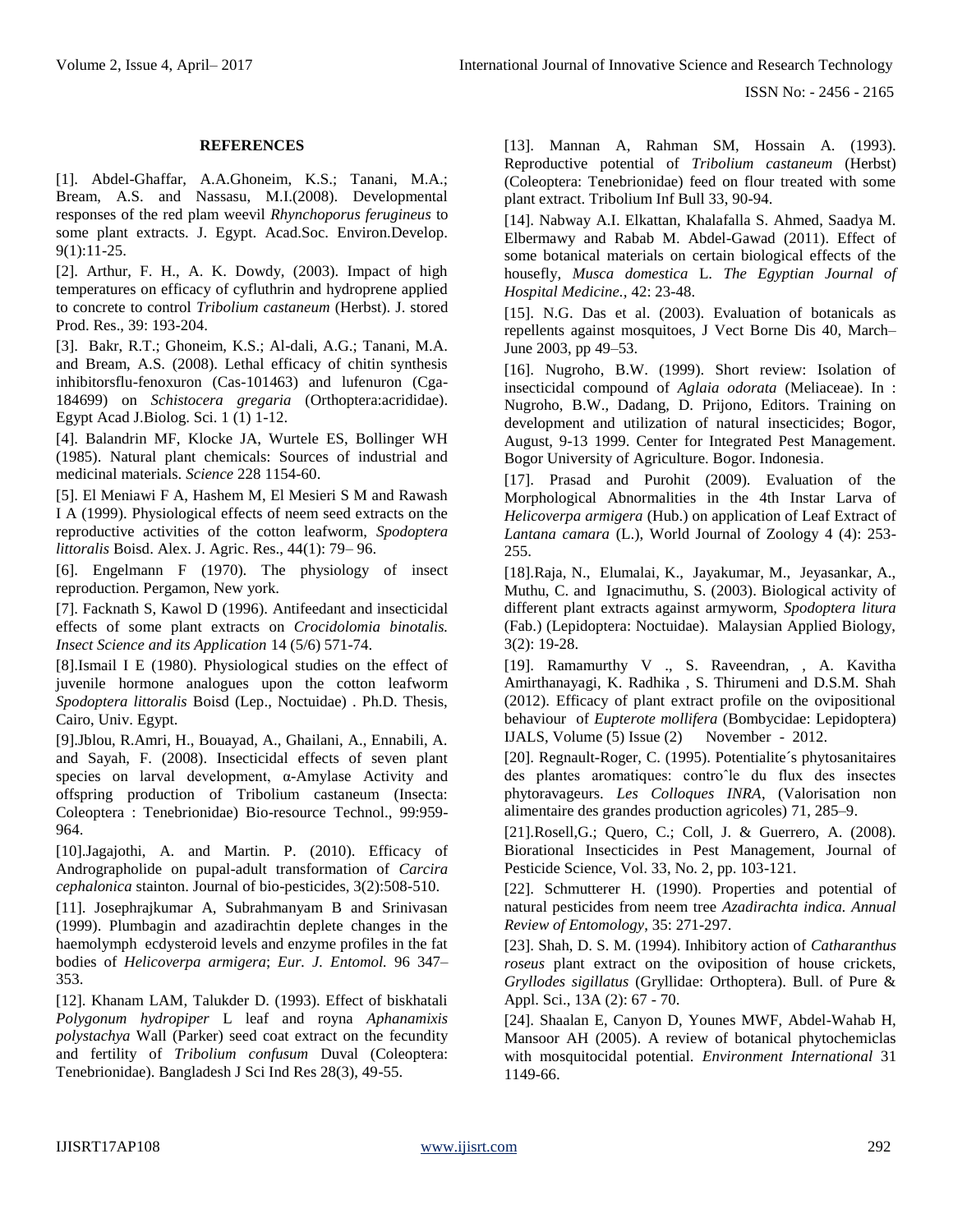## REFERENCES

[1]. Abdel-Ghaffar, A.A.Ghoneim, K.S.; Tanani, M.A.; Bream, A.S. and Nassasu, M.I.(2008). Developmental responses of the red plam weevil *Rhynchoporus ferugineus* to some plant extracts. J. Egypt. Acad.Soc. Environ.Develop. 9(1):11-25.

[2]. Arthur, F. H., A. K. Dowdy, (2003). Impact of high temperatures on efficacy of cyfluthrin and hydroprene applied to concrete to control *Tribolium castaneum* (Herbst). J. stored Prod. Res., 39: 193-204.

[3]. Bakr, R.T.; Ghoneim, K.S.; Al-dali, A.G.; Tanani, M.A. and Bream, A.S. (2008). Lethal efficacy of chitin synthesis inhibitorsflu-fenoxuron (Cas-101463) and lufenuron (Cga-184699) on *Schistocera gregaria* (Orthoptera:acrididae). Egypt Acad J.Biolog. Sci. 1 (1) 1-12.

[4]. Balandrin MF, Klocke JA, Wurtele ES, Bollinger WH (1985). Natural plant chemicals: Sources of industrial and medicinal materials. *Science* 228 1154-60.

[5]. El Meniawi F A, Hashem M, El Mesieri S M and Rawash I A (1999). Physiological effects of neem seed extracts on the reproductive activities of the cotton leafworm, *Spodoptera littoralis* Boisd. Alex. J. Agric. Res., 44(1): 79– 96.

[6]. Engelmann F (1970). The physiology of insect reproduction. Pergamon, New york.

[7]. Facknath S, Kawol D (1996). Antifeedant and insecticidal effects of some plant extracts on *Crocidolomia binotalis. Insect Science and its Application* 14 (5/6) 571-74.

[8].Ismail I E (1980). Physiological studies on the effect of juvenile hormone analogues upon the cotton leafworm *Spodoptera littoralis* Boisd (Lep., Noctuidae) . Ph.D. Thesis, Cairo, Univ. Egypt.

[9].Jblou, R.Amri, H., Bouayad, A., Ghailani, A., Ennabili, A. and Sayah, F. (2008). Insecticidal effects of seven plant species on larval development, α-Amylase Activity and offspring production of Tribolium castaneum (Insecta: Coleoptera : Tenebrionidae) Bio-resource Technol., 99:959-964.

[10].Jagajothi, A. and Martin. P. (2010). Efficacy of Andrographolide on pupal-adult transformation of *Carcira cephalonica* stainton. Journal of bio-pesticides, 3(2):508-510.

[11]. Josephrajkumar A, Subrahmanyam B and Srinivasan (1999). Plumbagin and azadirachtin deplete changes in the haemolymph ecdysteroid levels and enzyme profiles in the fat bodies of *Helicoverpa armigera*; *Eur. J. Entomol.* 96 347–353.

[12]. Khanam LAM, Talukder D. (1993). Effect of biskhatali *Polygonum hydropiper* L leaf and royna *Aphanamixis polystachya* Wall (Parker) seed coat extract on the fecundity and fertility of *Tribolium confusum* Duval (Coleoptera: Tenebrionidae). Bangladesh J Sci Ind Res 28(3), 49-55.

[13]. Mannan A, Rahman SM, Hossain A. (1993). Reproductive potential of *Tribolium castaneum* (Herbst) (Coleoptera: Tenebrionidae) feed on flour treated with some plant extract. Tribolium Inf Bull 33, 90-94.

[14]. Nabway A.I. Elkattan, Khalafalla S. Ahmed, Saadya M. Elbermawy and Rabab M. Abdel-Gawad (2011). Effect of some botanical materials on certain biological effects of the housefly, *Musca domestica* L. *The Egyptian Journal of Hospital Medicine.,* 42: 23-48.

[15]. N.G. Das et al. (2003). Evaluation of botanicals as repellents against mosquitoes, J Vect Borne Dis 40, March–June 2003, pp 49–53.

[16]. Nugroho, B.W. (1999). Short review: Isolation of insecticidal compound of *Aglaia odorata* (Meliaceae). In : Nugroho, B.W., Dadang, D. Prijono, Editors. Training on development and utilization of natural insecticides; Bogor, August, 9-13 1999. Center for Integrated Pest Management. Bogor University of Agriculture. Bogor. Indonesia.

[17]. Prasad and Purohit (2009). Evaluation of the Morphological Abnormalities in the 4th Instar Larva of *Helicoverpa armigera* (Hub.) on application of Leaf Extract of *Lantana camara* (L.), World Journal of Zoology 4 (4): 253-255.

[18].Raja, N., Elumalai, K., Jayakumar, M., Jeyasankar, A., Muthu, C. and Ignacimuthu, S. (2003). Biological activity of different plant extracts against armyworm, *Spodoptera litura* (Fab.) (Lepidoptera: Noctuidae). Malaysian Applied Biology, 3(2): 19-28.

[19]. Ramamurthy V ., S. Raveendran, , A. Kavitha Amirthanayagi, K. Radhika , S. Thirumeni and D.S.M. Shah (2012). Efficacy of plant extract profile on the ovipositional behaviour of *Eupterote mollifera* (Bombycidae: Lepidoptera) IJALS, Volume (5) Issue (2) November - 2012.

[20]. Regnault-Roger, C. (1995). Potentialite´s phytosanitaires des plantes aromatiques: controˆle du flux des insectes phytoravageurs. *Les Colloques INRA*, (Valorisation non alimentaire des grandes production agricoles) 71, 285–9.

[21].Rosell,G.; Quero, C.; Coll, J. & Guerrero, A. (2008). Biorational Insecticides in Pest Management, Journal of Pesticide Science, Vol. 33, No. 2, pp. 103-121.

[22]. Schmutterer H. (1990). Properties and potential of natural pesticides from neem tree *Azadirachta indica. Annual Review of Entomology*, 35: 271-297.

[23]. Shah, D. S. M. (1994). Inhibitory action of *Catharanthus roseus* plant extract on the oviposition of house crickets, *Gryllodes sigillatus* (Gryllidae: Orthoptera). Bull. of Pure & Appl. Sci., 13A (2): 67 - 70.

[24]. Shaalan E, Canyon D, Younes MWF, Abdel-Wahab H, Mansoor AH (2005). A review of botanical phytochemiclas with mosquitocidal potential. *Environment International* 31 1149-66.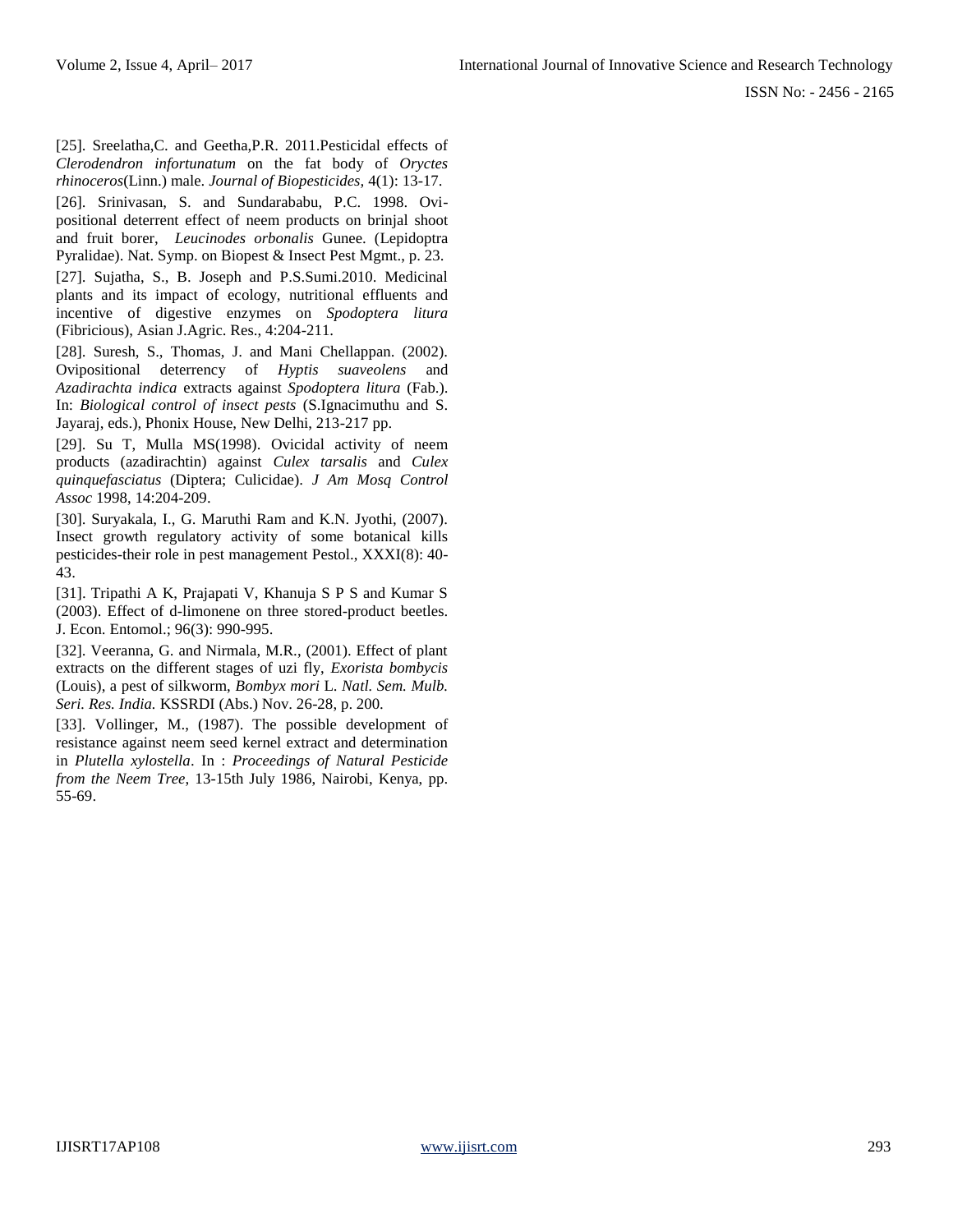[25]. Sreelatha,C. and Geetha,P.R. 2011.Pesticidal effects of *Clerodendron infortunatum* on the fat body of *Oryctes rhinoceros*(Linn.) male. *Journal of Biopesticides*, 4(1): 13-17.

[26]. Srinivasan, S. and Sundarababu, P.C. 1998. Ovi-positional deterrent effect of neem products on brinjal shoot and fruit borer, *Leucinodes orbonalis* Gunee. (Lepidoptra Pyralidae). Nat. Symp. on Biopest & Insect Pest Mgmt., p. 23.

[27]. Sujatha, S., B. Joseph and P.S.Sumi.2010. Medicinal plants and its impact of ecology, nutritional effluents and incentive of digestive enzymes on *Spodoptera litura* (Fibricious), Asian J.Agric. Res., 4:204-211.

[28]. Suresh, S., Thomas, J. and Mani Chellappan. (2002). Ovipositional deterrency of *Hyptis suaveolens* and *Azadirachta indica* extracts against *Spodoptera litura* (Fab.). In: *Biological control of insect pests* (S.Ignacimuthu and S. Jayaraj, eds.), Phonix House, New Delhi, 213-217 pp.

[29]. Su T, Mulla MS(1998). Ovicidal activity of neem products (azadirachtin) against *Culex tarsalis* and *Culex quinquefasciatus* (Diptera; Culicidae). *J Am Mosq Control Assoc* 1998, 14:204-209.

[30]. Suryakala, I., G. Maruthi Ram and K.N. Jyothi, (2007). Insect growth regulatory activity of some botanical kills pesticides-their role in pest management Pestol., XXXI(8): 40-43.

[31]. Tripathi A K, Prajapati V, Khanuja S P S and Kumar S (2003). Effect of d-limonene on three stored-product beetles. J. Econ. Entomol.; 96(3): 990-995.

[32]. Veeranna, G. and Nirmala, M.R., (2001). Effect of plant extracts on the different stages of uzi fly, *Exorista bombycis* (Louis), a pest of silkworm, *Bombyx mori* L. *Natl. Sem. Mulb. Seri. Res. India.* KSSRDI (Abs.) Nov. 26-28, p. 200.

[33]. Vollinger, M., (1987). The possible development of resistance against neem seed kernel extract and determination in *Plutella xylostella*. In : *Proceedings of Natural Pesticide from the Neem Tree*, 13-15th July 1986, Nairobi, Kenya, pp. 55-69.